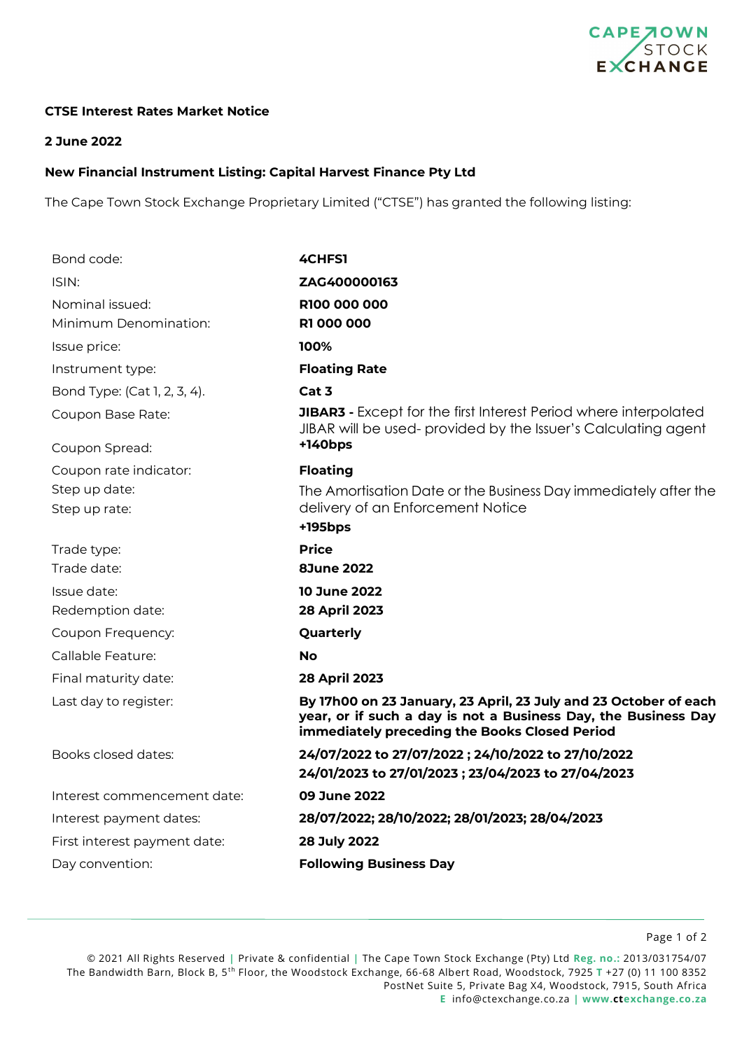**CTSE Interest Rates Market Notice**

**2 June 2022**

**New Financial Instrument Listing: Capital Harvest Finance Pty Ltd**

The Cape Town Stock Exchange Proprietary Limited ("CTSE") has granted the following listing:

| | |
|---|---|
| Bond code: | **4CHFS1** |
| ISIN: | **ZAG400000163** |
| Nominal issued: | **R100 000 000** |
| Minimum Denomination: | **R1 000 000** |
| Issue price: | **100%** |
| Instrument type: | **Floating Rate** |
| Bond Type: (Cat 1, 2, 3, 4). | **Cat 3** |
| Coupon Base Rate: | **JIBAR3 -** Except for the first Interest Period where interpolated JIBAR will be used- provided by the Issuer's Calculating agent |
| Coupon Spread: | **+140bps** |
| Coupon rate indicator: | **Floating** |
| Step up date: | The Amortisation Date or the Business Day immediately after the delivery of an Enforcement Notice |
| Step up rate: | **+195bps** |
| Trade type: | **Price** |
| Trade date: | **8June 2022** |
| Issue date: | **10 June 2022** |
| Redemption date: | **28 April 2023** |
| Coupon Frequency: | **Quarterly** |
| Callable Feature: | **No** |
| Final maturity date: | **28 April 2023** |
| Last day to register: | **By 17h00 on 23 January, 23 April, 23 July and 23 October of each year, or if such a day is not a Business Day, the Business Day immediately preceding the Books Closed Period** |
| Books closed dates: | **24/07/2022 to 27/07/2022 ; 24/10/2022 to 27/10/2022 24/01/2023 to 27/01/2023 ; 23/04/2023 to 27/04/2023** |
| Interest commencement date: | **09 June 2022** |
| Interest payment dates: | **28/07/2022; 28/10/2022; 28/01/2023; 28/04/2023** |
| First interest payment date: | **28 July 2022** |
| Day convention: | **Following Business Day** |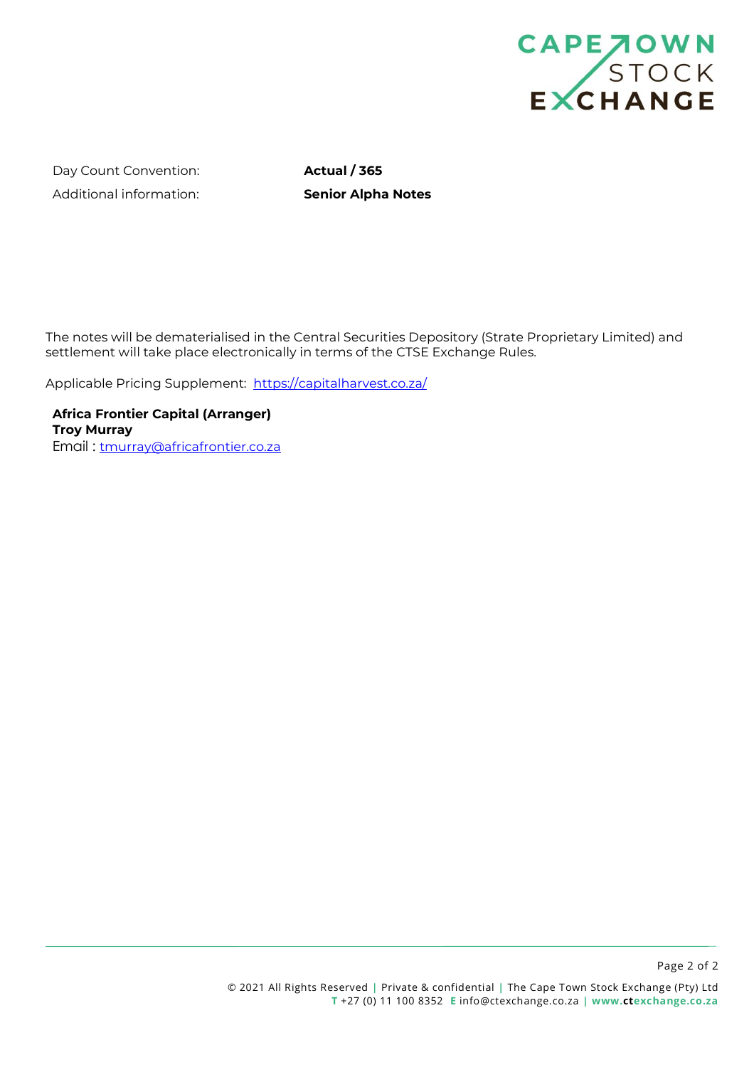| | |
|---|---|
| Day Count Convention: | **Actual / 365** |
| Additional information: | **Senior Alpha Notes** |

The notes will be dematerialised in the Central Securities Depository (Strate Proprietary Limited) and settlement will take place electronically in terms of the CTSE Exchange Rules.

Applicable Pricing Supplement: https://capitalharvest.co.za/

**Africa Frontier Capital (Arranger)**
**Troy Murray**
Email : tmurray@africafrontier.co.za